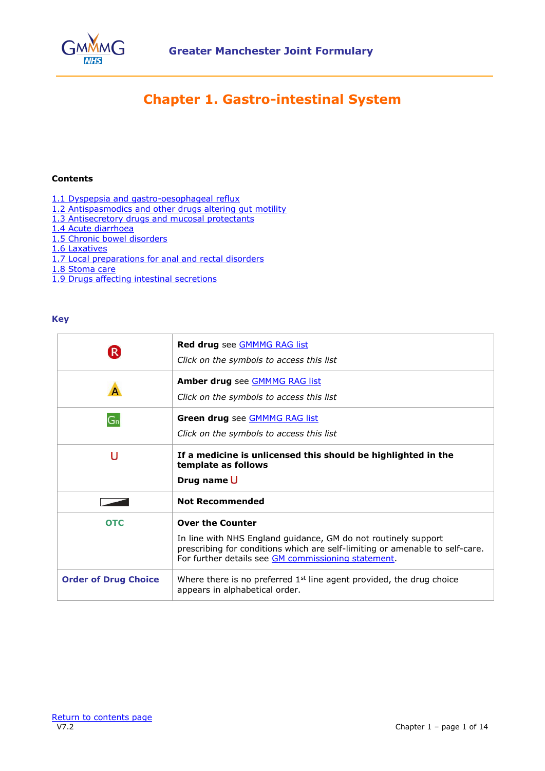# Greater Manchester Joint Formulary

## Chapter 1. Gastro-intestinal System

**Contents**

1.1 Dyspepsia and gastro-oesophageal reflux
1.2 Antispasmodics and other drugs altering gut motility
1.3 Antisecretory drugs and mucosal protectants
1.4 Acute diarrhoea
1.5 Chronic bowel disorders
1.6 Laxatives
1.7 Local preparations for anal and rectal disorders
1.8 Stoma care
1.9 Drugs affecting intestinal secretions

### Key

| | |
|---|---|
| R | **Red drug** see GMMMG RAG list<br>*Click on the symbols to access this list* |
| A | **Amber drug** see GMMMG RAG list<br>*Click on the symbols to access this list* |
| Gn | **Green drug** see GMMMG RAG list<br>*Click on the symbols to access this list* |
| U | **If a medicine is unlicensed this should be highlighted in the template as follows**<br>**Drug name** U |
| | **Not Recommended** |
| OTC | **Over the Counter**<br>In line with NHS England guidance, GM do not routinely support prescribing for conditions which are self-limiting or amenable to self-care. For further details see GM commissioning statement. |
| **Order of Drug Choice** | Where there is no preferred 1st line agent provided, the drug choice appears in alphabetical order. |

Return to contents page
V7.2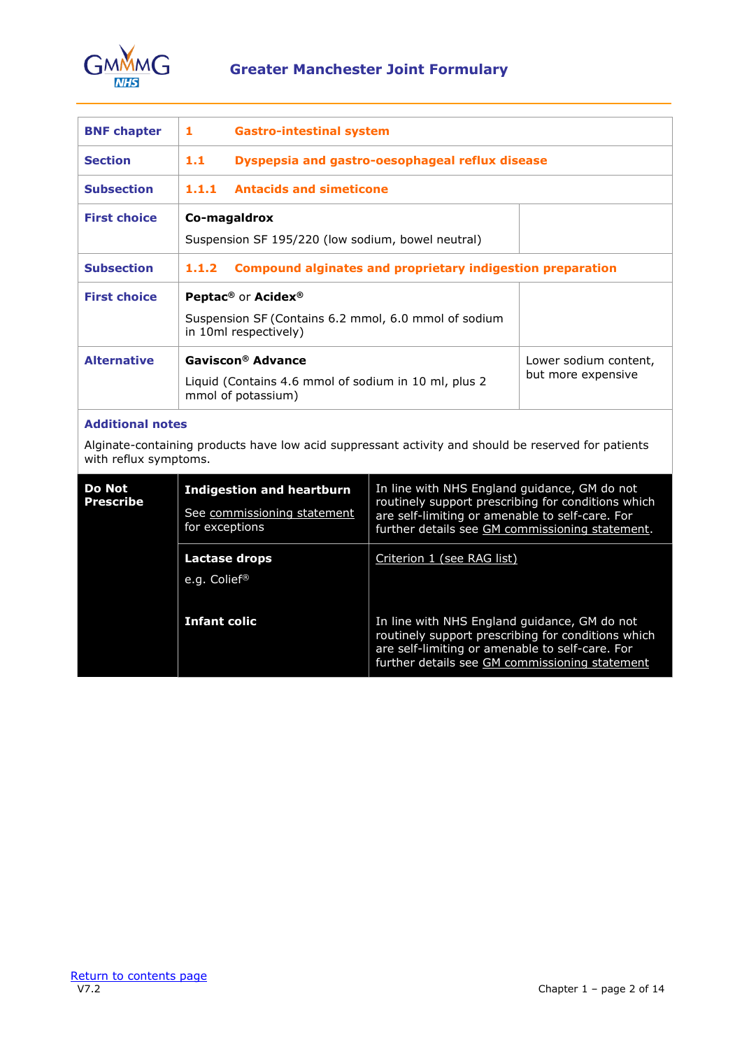| BNF chapter | 1 Gastro-intestinal system | |
|---|---|---|
| **Section** | **1.1 Dyspepsia and gastro-oesophageal reflux disease** | |
| **Subsection** | **1.1.1 Antacids and simeticone** | |
| **First choice** | **Co-magaldrox**<br>Suspension SF 195/220 (low sodium, bowel neutral) | |
| **Subsection** | **1.1.2 Compound alginates and proprietary indigestion preparation** | |
| **First choice** | **Peptac®** or **Acidex®**<br>Suspension SF (Contains 6.2 mmol, 6.0 mmol of sodium in 10ml respectively) | |
| **Alternative** | **Gaviscon® Advance**<br>Liquid (Contains 4.6 mmol of sodium in 10 ml, plus 2 mmol of potassium) | Lower sodium content, but more expensive |
| **Additional notes** | Alginate-containing products have low acid suppressant activity and should be reserved for patients with reflux symptoms. | |
| **Do Not Prescribe** | **Indigestion and heartburn**<br>See commissioning statement for exceptions | In line with NHS England guidance, GM do not routinely support prescribing for conditions which are self-limiting or amenable to self-care. For further details see GM commissioning statement. |
| | **Lactase drops**<br>e.g. Colief® | Criterion 1 (see RAG list) |
| | **Infant colic** | In line with NHS England guidance, GM do not routinely support prescribing for conditions which are self-limiting or amenable to self-care. For further details see GM commissioning statement |

Return to contents page

V7.2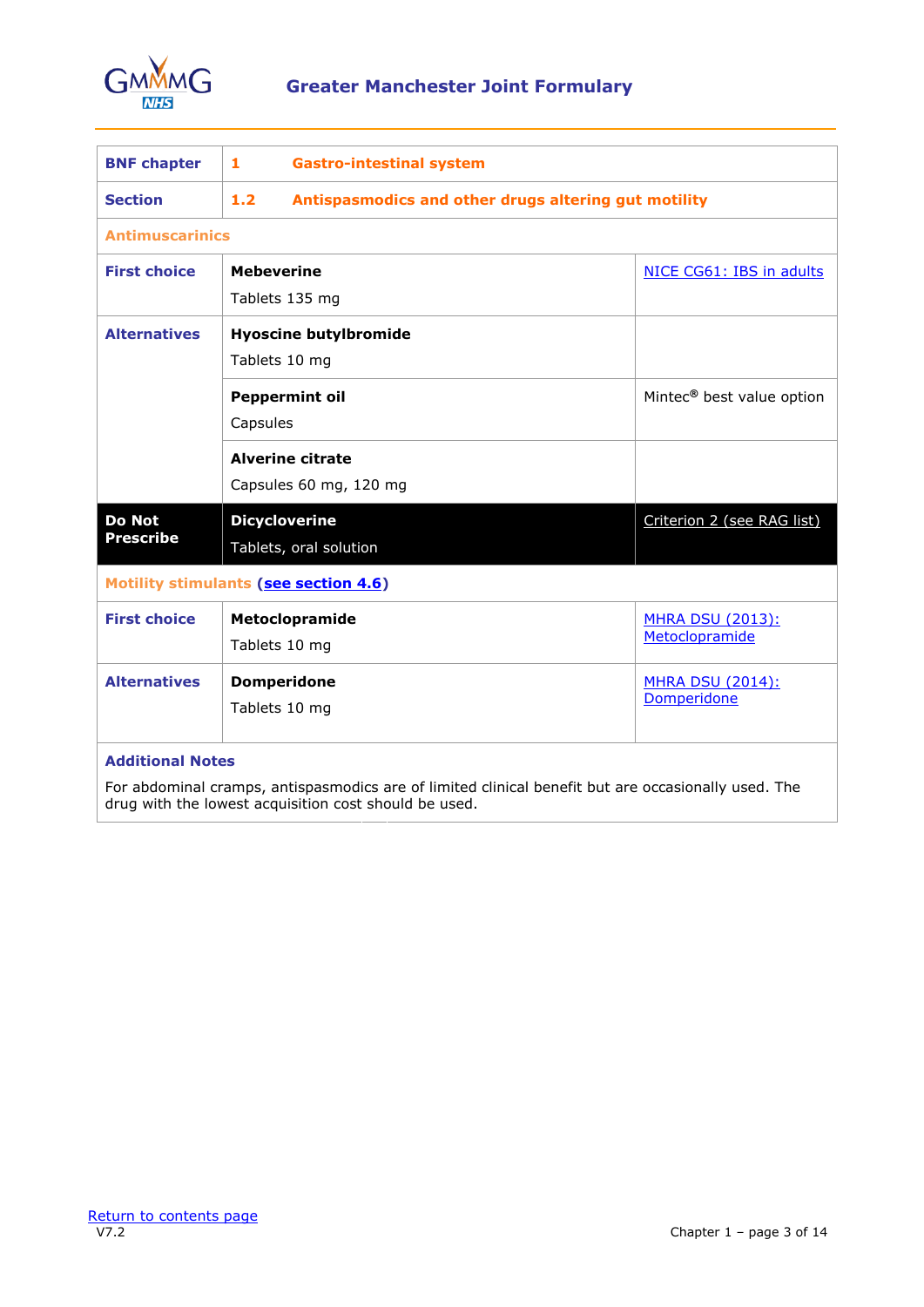**Greater Manchester Joint Formulary**

| BNF chapter | 1 Gastro-intestinal system | |
|---|---|---|
| **Section** | **1.2 Antispasmodics and other drugs altering gut motility** | |
| **Antimuscarinics** | | |
| **First choice** | **Mebeverine**<br>Tablets 135 mg | NICE CG61: IBS in adults |
| **Alternatives** | **Hyoscine butylbromide**<br>Tablets 10 mg | |
| | **Peppermint oil**<br>Capsules | Mintec® best value option |
| | **Alverine citrate**<br>Capsules 60 mg, 120 mg | |
| **Do Not Prescribe** | **Dicycloverine**<br>Tablets, oral solution | Criterion 2 (see RAG list) |
| **Motility stimulants (see section 4.6)** | | |
| **First choice** | **Metoclopramide**<br>Tablets 10 mg | MHRA DSU (2013): Metoclopramide |
| **Alternatives** | **Domperidone**<br>Tablets 10 mg | MHRA DSU (2014): Domperidone |

**Additional Notes**

For abdominal cramps, antispasmodics are of limited clinical benefit but are occasionally used. The drug with the lowest acquisition cost should be used.

Return to contents page

V7.2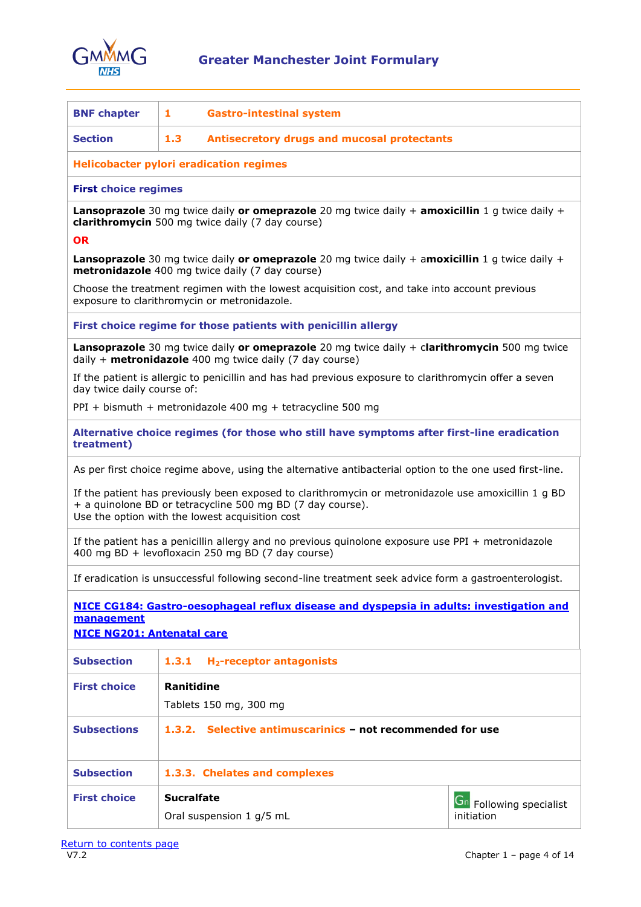| BNF chapter | 1 Gastro-intestinal system |
|---|---|
| **Section** | **1.3 Antisecretory drugs and mucosal protectants** |

## Helicobacter pylori eradication regimes

### First choice regimes

**Lansoprazole** 30 mg twice daily **or omeprazole** 20 mg twice daily + **amoxicillin** 1 g twice daily + **clarithromycin** 500 mg twice daily (7 day course)

**OR**

**Lansoprazole** 30 mg twice daily **or omeprazole** 20 mg twice daily + **amoxicillin** 1 g twice daily + **metronidazole** 400 mg twice daily (7 day course)

Choose the treatment regimen with the lowest acquisition cost, and take into account previous exposure to clarithromycin or metronidazole.

### First choice regime for those patients with penicillin allergy

**Lansoprazole** 30 mg twice daily **or omeprazole** 20 mg twice daily + **clarithromycin** 500 mg twice daily + **metronidazole** 400 mg twice daily (7 day course)

If the patient is allergic to penicillin and has had previous exposure to clarithromycin offer a seven day twice daily course of:

PPI + bismuth + metronidazole 400 mg + tetracycline 500 mg

### Alternative choice regimes (for those who still have symptoms after first-line eradication treatment)

As per first choice regime above, using the alternative antibacterial option to the one used first-line.

If the patient has previously been exposed to clarithromycin or metronidazole use amoxicillin 1 g BD + a quinolone BD or tetracycline 500 mg BD (7 day course).
Use the option with the lowest acquisition cost

If the patient has a penicillin allergy and no previous quinolone exposure use PPI + metronidazole 400 mg BD + levofloxacin 250 mg BD (7 day course)

If eradication is unsuccessful following second-line treatment seek advice form a gastroenterologist.

[NICE CG184: Gastro-oesophageal reflux disease and dyspepsia in adults: investigation and management]
[NICE NG201: Antenatal care]

| Subsection | 1.3.1 $H_2$-receptor antagonists | |
|---|---|---|
| **First choice** | **Ranitidine**<br>Tablets 150 mg, 300 mg | |
| **Subsections** | **1.3.2. Selective antimuscarinics – not recommended for use** | |
| **Subsection** | **1.3.3. Chelates and complexes** | |
| **First choice** | **Sucralfate**<br>Oral suspension 1 g/5 mL | Gn Following specialist initiation |

Return to contents page
V7.2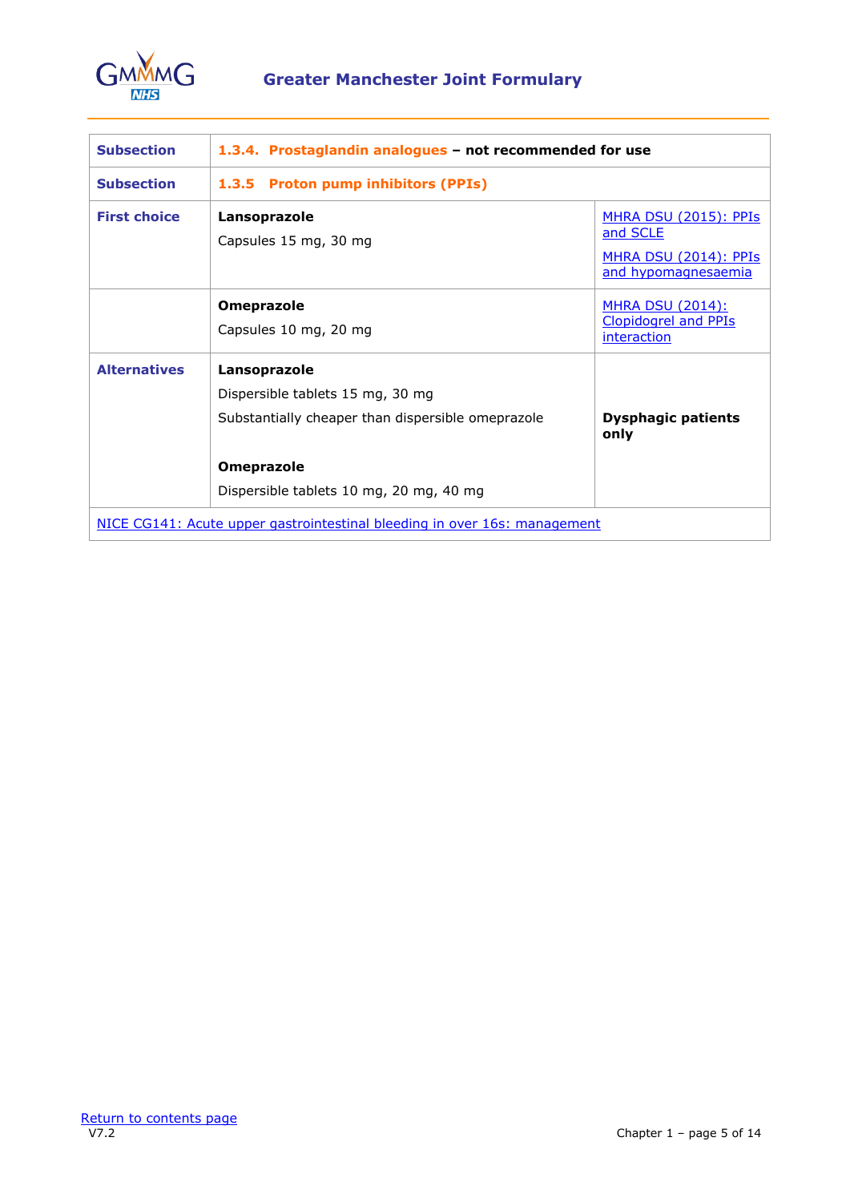| | | |
|---|---|---|
| **Subsection** | **1.3.4. Prostaglandin analogues – not recommended for use** | |
| **Subsection** | **1.3.5 Proton pump inhibitors (PPIs)** | |
| **First choice** | **Lansoprazole**<br>Capsules 15 mg, 30 mg | MHRA DSU (2015): PPIs and SCLE<br>MHRA DSU (2014): PPIs and hypomagnesaemia |
| | **Omeprazole**<br>Capsules 10 mg, 20 mg | MHRA DSU (2014): Clopidogrel and PPIs interaction |
| **Alternatives** | **Lansoprazole**<br>Dispersible tablets 15 mg, 30 mg<br>Substantially cheaper than dispersible omeprazole<br><br>**Omeprazole**<br>Dispersible tablets 10 mg, 20 mg, 40 mg | **Dysphagic patients only** |
| NICE CG141: Acute upper gastrointestinal bleeding in over 16s: management | | |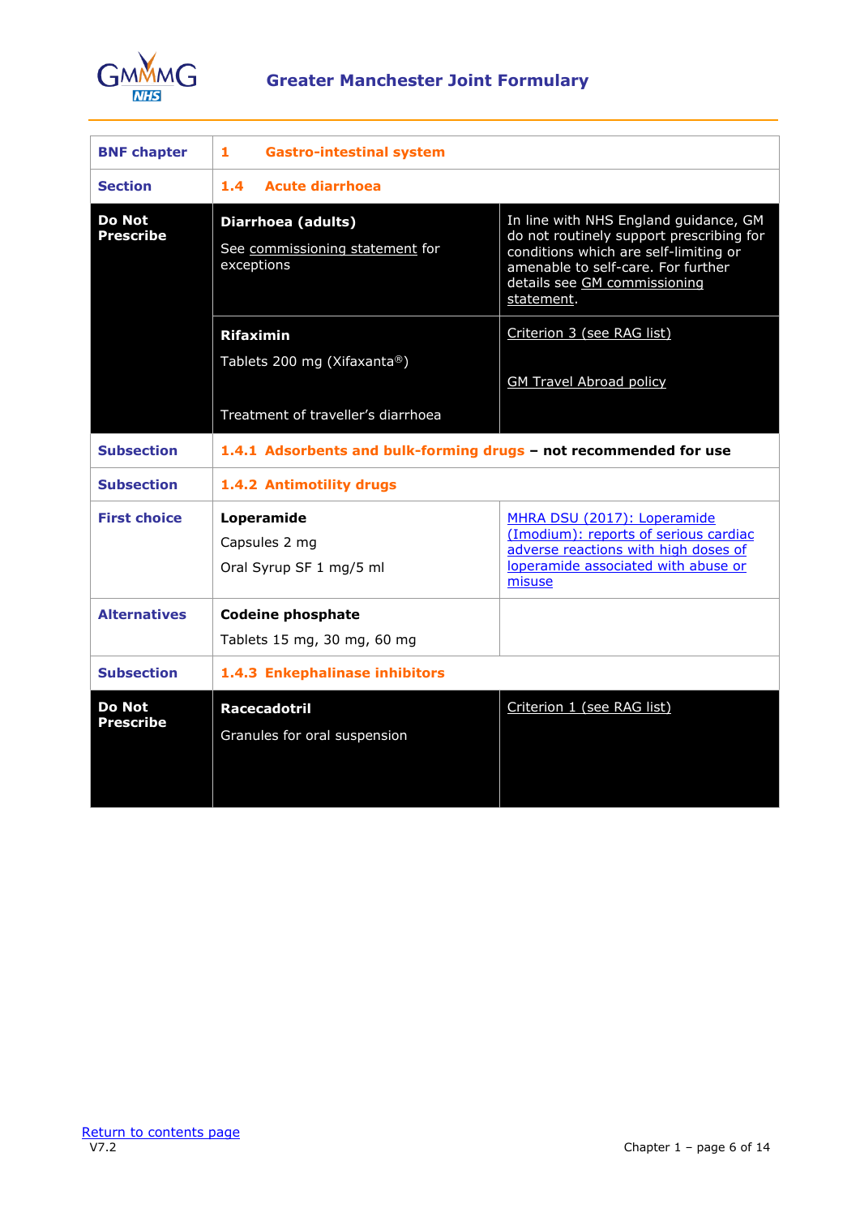| BNF chapter | 1 Gastro-intestinal system | |
|---|---|---|
| **Section** | **1.4 Acute diarrhoea** | |
| **Do Not Prescribe** | **Diarrhoea (adults)**<br><br>See commissioning statement for exceptions | In line with NHS England guidance, GM do not routinely support prescribing for conditions which are self-limiting or amenable to self-care. For further details see GM commissioning statement. |
| | **Rifaximin**<br><br>Tablets 200 mg (Xifaxanta®)<br><br>Treatment of traveller's diarrhoea | Criterion 3 (see RAG list)<br><br>GM Travel Abroad policy |
| **Subsection** | **1.4.1 Adsorbents and bulk-forming drugs – not recommended for use** | |
| **Subsection** | **1.4.2 Antimotility drugs** | |
| **First choice** | **Loperamide**<br>Capsules 2 mg<br>Oral Syrup SF 1 mg/5 ml | MHRA DSU (2017): Loperamide (Imodium): reports of serious cardiac adverse reactions with high doses of loperamide associated with abuse or misuse |
| **Alternatives** | **Codeine phosphate**<br>Tablets 15 mg, 30 mg, 60 mg | |
| **Subsection** | **1.4.3 Enkephalinase inhibitors** | |
| **Do Not Prescribe** | **Racecadotril**<br><br>Granules for oral suspension | Criterion 1 (see RAG list) |

Return to contents page

V7.2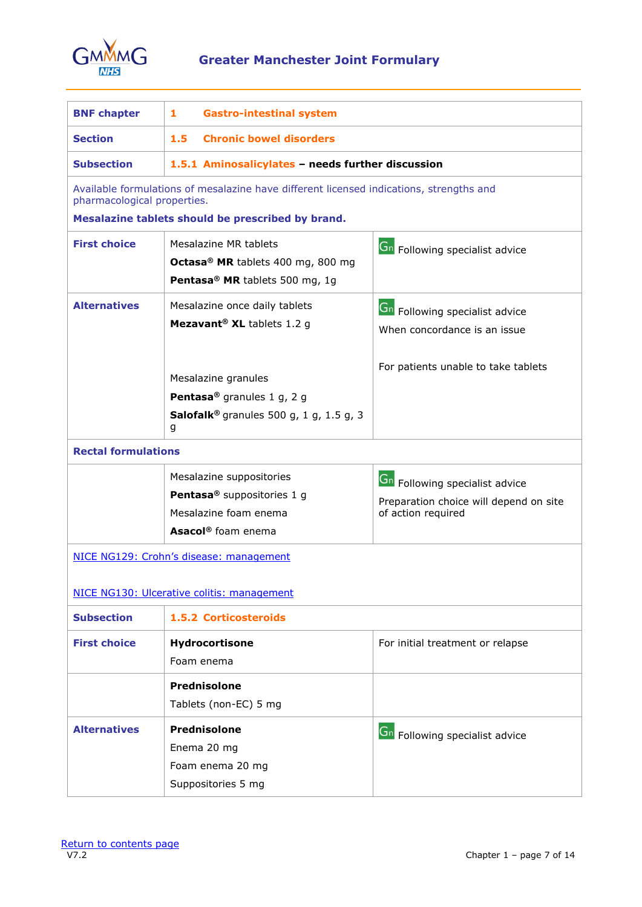| BNF chapter | 1 Gastro-intestinal system | |
|---|---|---|
| **Section** | **1.5 Chronic bowel disorders** | |
| **Subsection** | **1.5.1 Aminosalicylates – needs further discussion** | |
| Available formulations of mesalazine have different licensed indications, strengths and pharmacological properties. **Mesalazine tablets should be prescribed by brand.** | | |
| **First choice** | Mesalazine MR tablets<br>**Octasa® MR** tablets 400 mg, 800 mg<br>**Pentasa® MR** tablets 500 mg, 1g | Gn Following specialist advice |
| **Alternatives** | Mesalazine once daily tablets<br>**Mezavant® XL** tablets 1.2 g<br><br>Mesalazine granules<br>**Pentasa®** granules 1 g, 2 g<br>**Salofalk®** granules 500 g, 1 g, 1.5 g, 3 g | Gn Following specialist advice<br>When concordance is an issue<br><br>For patients unable to take tablets |
| **Rectal formulations** | | |
| | Mesalazine suppositories<br>**Pentasa®** suppositories 1 g<br>Mesalazine foam enema<br>**Asacol®** foam enema | Gn Following specialist advice<br>Preparation choice will depend on site of action required |
| NICE NG129: Crohn's disease: management<br><br>NICE NG130: Ulcerative colitis: management | | |
| **Subsection** | **1.5.2 Corticosteroids** | |
| **First choice** | **Hydrocortisone**<br>Foam enema | For initial treatment or relapse |
| | **Prednisolone**<br>Tablets (non-EC) 5 mg | |
| **Alternatives** | **Prednisolone**<br>Enema 20 mg<br>Foam enema 20 mg<br>Suppositories 5 mg | Gn Following specialist advice |

Return to contents page

V7.2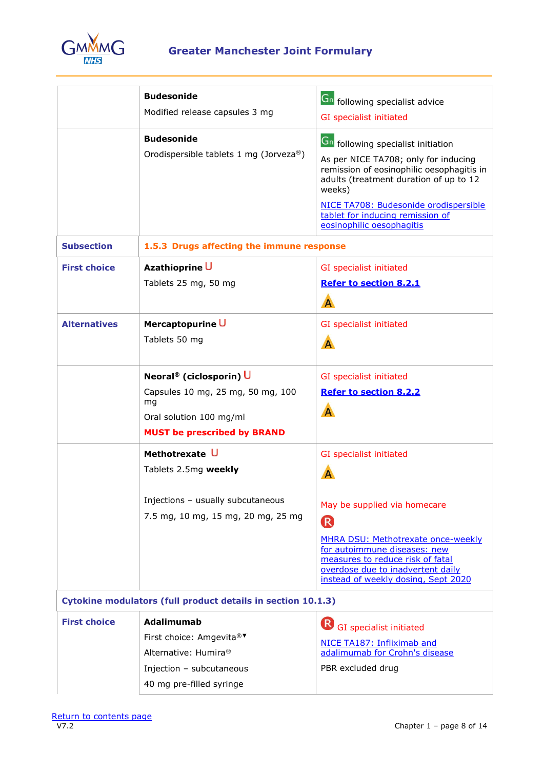| | | |
|---|---|---|
| | **Budesonide**<br>Modified release capsules 3 mg | Gn following specialist advice<br>GI specialist initiated |
| | **Budesonide**<br>Orodispersible tablets 1 mg (Jorveza®) | Gn following specialist initiation<br>As per NICE TA708; only for inducing remission of eosinophilic oesophagitis in adults (treatment duration of up to 12 weeks)<br>NICE TA708: Budesonide orodispersible tablet for inducing remission of eosinophilic oesophagitis |
| **Subsection** | **1.5.3 Drugs affecting the immune response** | |
| **First choice** | **Azathioprine** U<br>Tablets 25 mg, 50 mg | GI specialist initiated<br>**Refer to section 8.2.1**<br>A |
| **Alternatives** | **Mercaptopurine** U<br>Tablets 50 mg | GI specialist initiated<br>A |
| | **Neoral® (ciclosporin)** U<br>Capsules 10 mg, 25 mg, 50 mg, 100 mg<br>Oral solution 100 mg/ml<br>**MUST be prescribed by BRAND** | GI specialist initiated<br>**Refer to section 8.2.2**<br>A |
| | **Methotrexate** U<br>Tablets 2.5mg **weekly**<br><br>Injections – usually subcutaneous<br>7.5 mg, 10 mg, 15 mg, 20 mg, 25 mg | GI specialist initiated<br>A<br><br>May be supplied via homecare<br>R<br>MHRA DSU: Methotrexate once-weekly for autoimmune diseases: new measures to reduce risk of fatal overdose due to inadvertent daily instead of weekly dosing, Sept 2020 |
| **Cytokine modulators (full product details in section 10.1.3)** | | |
| **First choice** | **Adalimumab**<br>First choice: Amgevita®▼<br>Alternative: Humira®<br>Injection – subcutaneous<br>40 mg pre-filled syringe | R GI specialist initiated<br>NICE TA187: Infliximab and adalimumab for Crohn's disease<br>PBR excluded drug |

Return to contents page
V7.2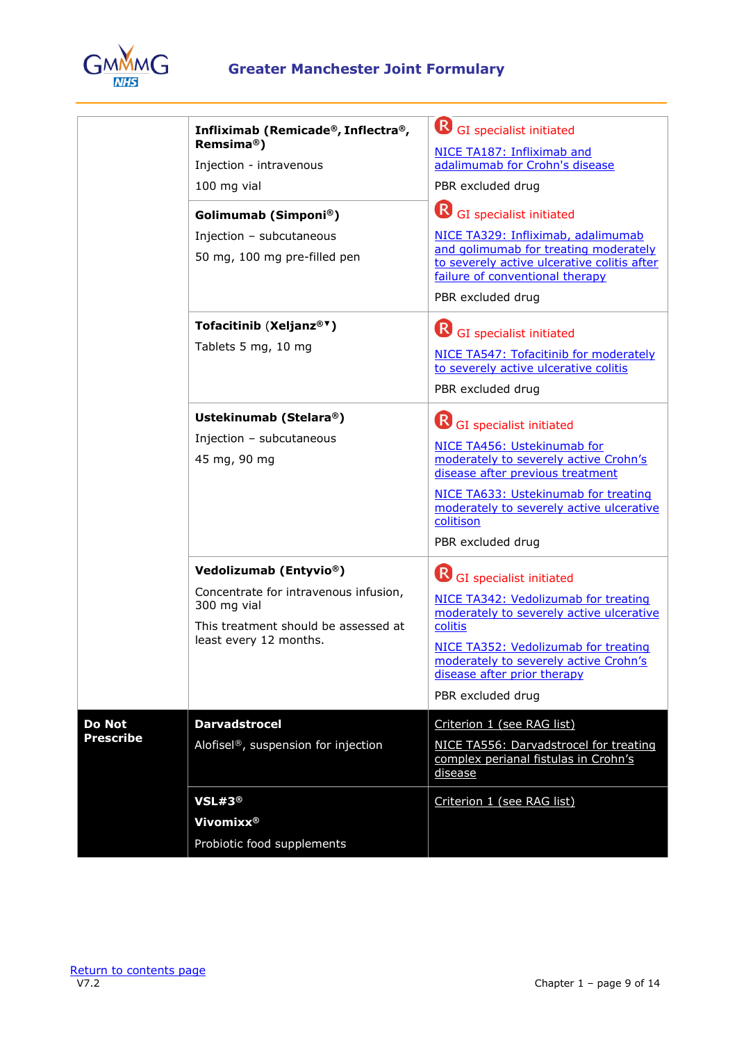| | | |
|---|---|---|
| | **Infliximab (Remicade®, Inflectra®, Remsima®)**<br>Injection - intravenous<br>100 mg vial | (R) GI specialist initiated<br>NICE TA187: Infliximab and adalimumab for Crohn's disease<br>PBR excluded drug |
| | **Golimumab (Simponi®)**<br>Injection – subcutaneous<br>50 mg, 100 mg pre-filled pen | (R) GI specialist initiated<br>NICE TA329: Infliximab, adalimumab and golimumab for treating moderately to severely active ulcerative colitis after failure of conventional therapy<br>PBR excluded drug |
| | **Tofacitinib (Xeljanz®▼)**<br>Tablets 5 mg, 10 mg | (R) GI specialist initiated<br>NICE TA547: Tofacitinib for moderately to severely active ulcerative colitis<br>PBR excluded drug |
| | **Ustekinumab (Stelara®)**<br>Injection – subcutaneous<br>45 mg, 90 mg | (R) GI specialist initiated<br>NICE TA456: Ustekinumab for moderately to severely active Crohn's disease after previous treatment<br>NICE TA633: Ustekinumab for treating moderately to severely active ulcerative colitison<br>PBR excluded drug |
| | **Vedolizumab (Entyvio®)**<br>Concentrate for intravenous infusion, 300 mg vial<br>This treatment should be assessed at least every 12 months. | (R) GI specialist initiated<br>NICE TA342: Vedolizumab for treating moderately to severely active ulcerative colitis<br>NICE TA352: Vedolizumab for treating moderately to severely active Crohn's disease after prior therapy<br>PBR excluded drug |
| **Do Not Prescribe** | **Darvadstrocel**<br>Alofisel®, suspension for injection | Criterion 1 (see RAG list)<br>NICE TA556: Darvadstrocel for treating complex perianal fistulas in Crohn's disease |
| | **VSL#3®**<br>**Vivomixx®**<br>Probiotic food supplements | Criterion 1 (see RAG list) |

Return to contents page

V7.2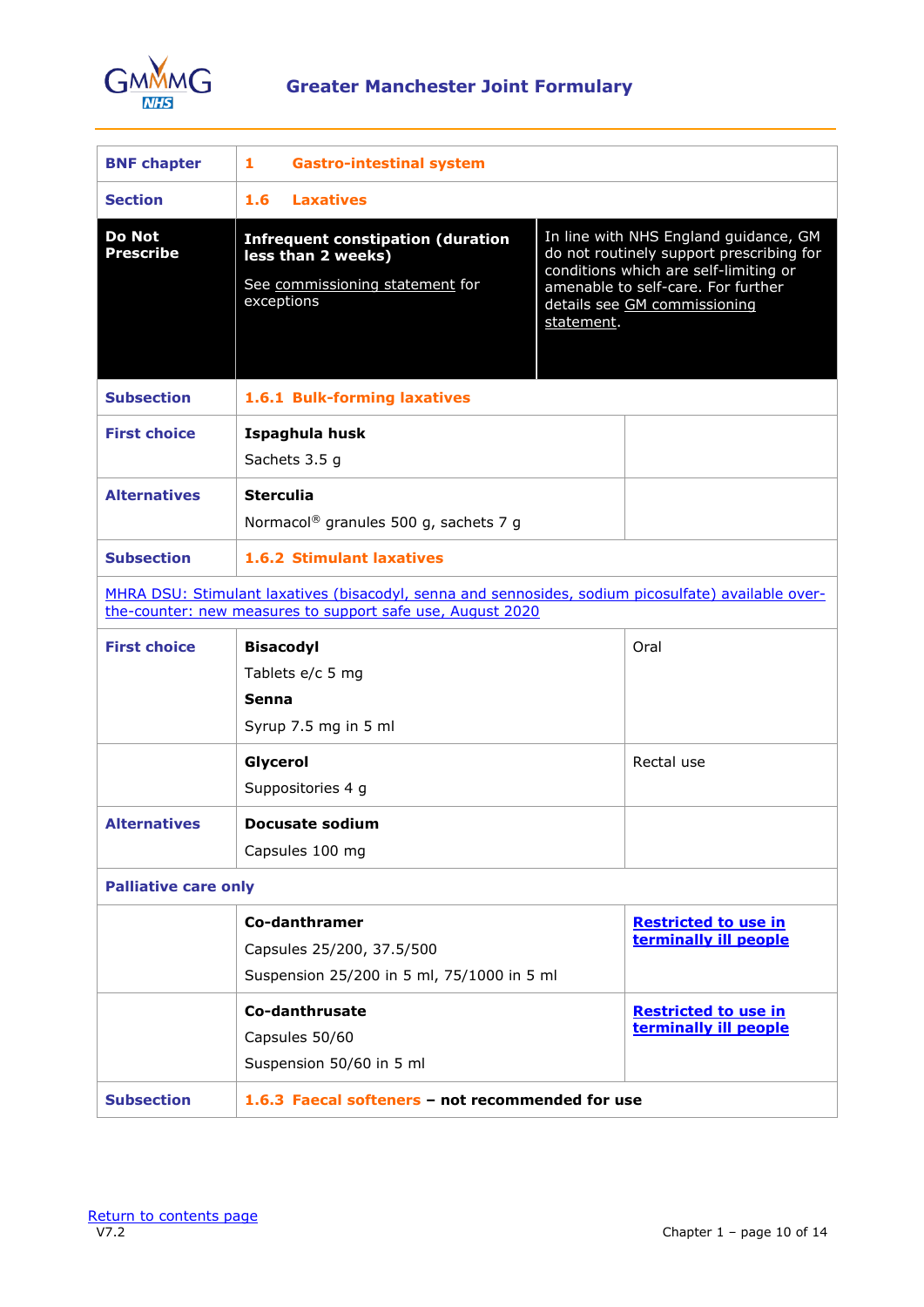# Greater Manchester Joint Formulary

| | | |
|---|---|---|
| **BNF chapter** | **1 Gastro-intestinal system** | |
| **Section** | **1.6 Laxatives** | |
| **Do Not Prescribe** | **Infrequent constipation (duration less than 2 weeks)**<br><br>See commissioning statement for exceptions | In line with NHS England guidance, GM do not routinely support prescribing for conditions which are self-limiting or amenable to self-care. For further details see GM commissioning statement. |
| **Subsection** | **1.6.1 Bulk-forming laxatives** | |
| **First choice** | **Ispaghula husk**<br>Sachets 3.5 g | |
| **Alternatives** | **Sterculia**<br>Normacol® granules 500 g, sachets 7 g | |
| **Subsection** | **1.6.2 Stimulant laxatives** | |
| MHRA DSU: Stimulant laxatives (bisacodyl, senna and sennosides, sodium picosulfate) available over-the-counter: new measures to support safe use, August 2020 | | |
| **First choice** | **Bisacodyl**<br>Tablets e/c 5 mg<br>**Senna**<br>Syrup 7.5 mg in 5 ml | Oral |
| | **Glycerol**<br>Suppositories 4 g | Rectal use |
| **Alternatives** | **Docusate sodium**<br>Capsules 100 mg | |
| **Palliative care only** | | |
| | **Co-danthramer**<br>Capsules 25/200, 37.5/500<br>Suspension 25/200 in 5 ml, 75/1000 in 5 ml | **Restricted to use in terminally ill people** |
| | **Co-danthrusate**<br>Capsules 50/60<br>Suspension 50/60 in 5 ml | **Restricted to use in terminally ill people** |
| **Subsection** | **1.6.3 Faecal softeners – not recommended for use** | |

Return to contents page
V7.2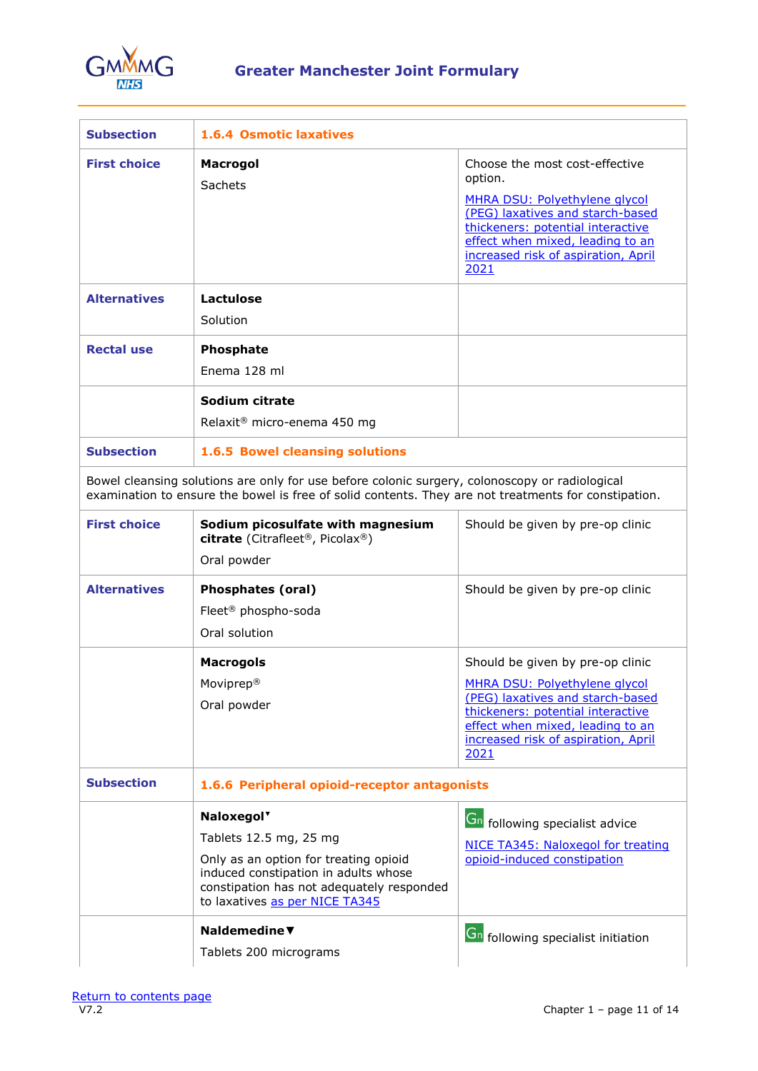| Subsection | 1.6.4 Osmotic laxatives | |
|---|---|---|
| First choice | **Macrogol**<br>Sachets | Choose the most cost-effective option.<br>MHRA DSU: Polyethylene glycol (PEG) laxatives and starch-based thickeners: potential interactive effect when mixed, leading to an increased risk of aspiration, April 2021 |
| Alternatives | **Lactulose**<br>Solution | |
| Rectal use | **Phosphate**<br>Enema 128 ml | |
| | **Sodium citrate**<br>Relaxit® micro-enema 450 mg | |
| Subsection | 1.6.5 Bowel cleansing solutions | |
| Bowel cleansing solutions are only for use before colonic surgery, colonoscopy or radiological examination to ensure the bowel is free of solid contents. They are not treatments for constipation. | | |
| First choice | **Sodium picosulfate with magnesium citrate** (Citrafleet®, Picolax®)<br>Oral powder | Should be given by pre-op clinic |
| Alternatives | **Phosphates (oral)**<br>Fleet® phospho-soda<br>Oral solution | Should be given by pre-op clinic |
| | **Macrogols**<br>Moviprep®<br>Oral powder | Should be given by pre-op clinic<br>MHRA DSU: Polyethylene glycol (PEG) laxatives and starch-based thickeners: potential interactive effect when mixed, leading to an increased risk of aspiration, April 2021 |
| Subsection | 1.6.6 Peripheral opioid-receptor antagonists | |
| | **Naloxegol▼**<br>Tablets 12.5 mg, 25 mg<br>Only as an option for treating opioid induced constipation in adults whose constipation has not adequately responded to laxatives as per NICE TA345 | Gn following specialist advice<br>NICE TA345: Naloxegol for treating opioid-induced constipation |
| | **Naldemedine▼**<br>Tablets 200 micrograms | Gn following specialist initiation |

Return to contents page

V7.2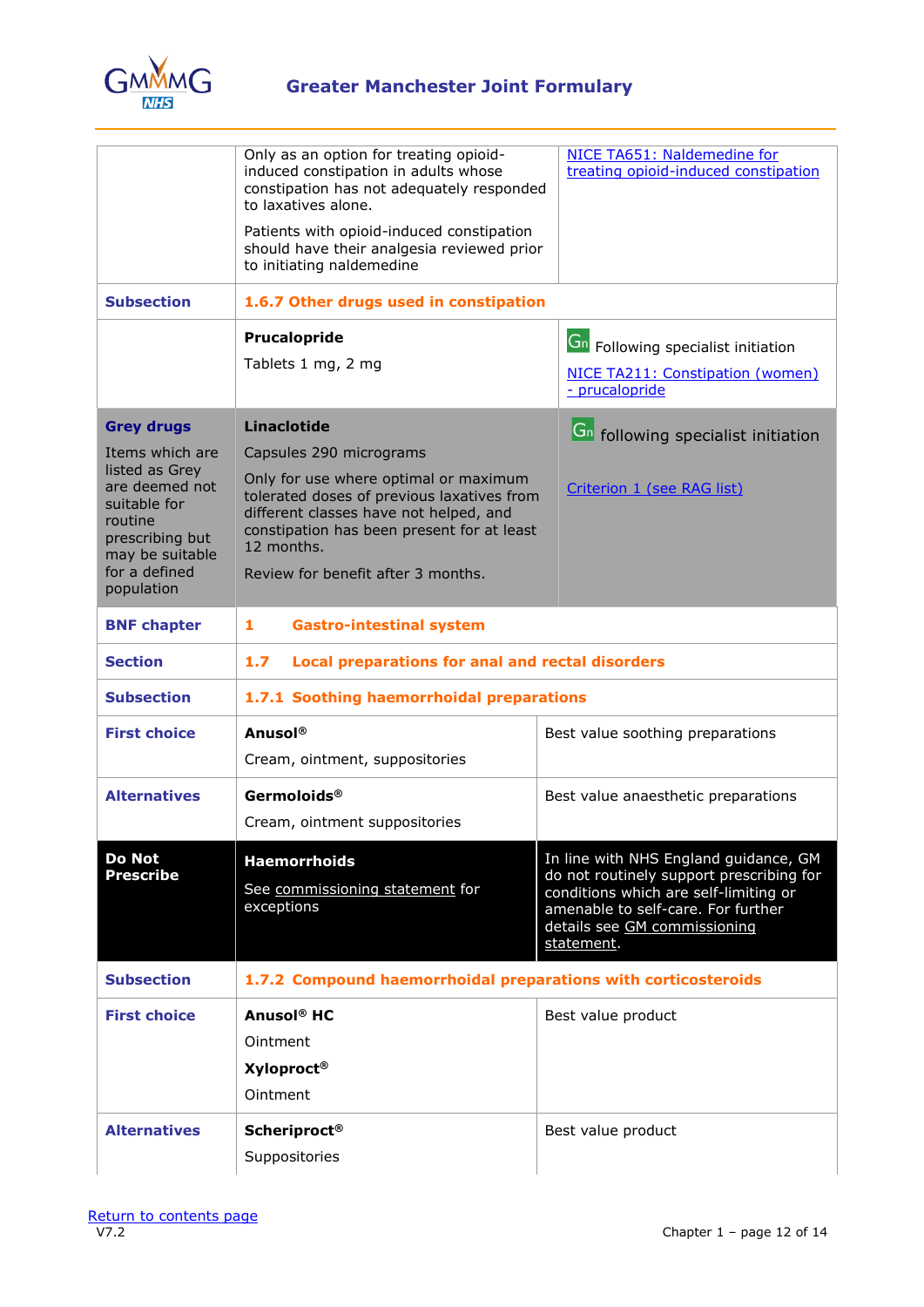| | | |
|---|---|---|
| | Only as an option for treating opioid-induced constipation in adults whose constipation has not adequately responded to laxatives alone.<br><br>Patients with opioid-induced constipation should have their analgesia reviewed prior to initiating naldemedine | NICE TA651: Naldemedine for treating opioid-induced constipation |
| **Subsection** | **1.6.7 Other drugs used in constipation** | |
| | **Prucalopride**<br><br>Tablets 1 mg, 2 mg | Gn Following specialist initiation<br><br>NICE TA211: Constipation (women) - prucalopride |
| **Grey drugs**<br><br>Items which are listed as Grey are deemed not suitable for routine prescribing but may be suitable for a defined population | **Linaclotide**<br><br>Capsules 290 micrograms<br><br>Only for use where optimal or maximum tolerated doses of previous laxatives from different classes have not helped, and constipation has been present for at least 12 months.<br><br>Review for benefit after 3 months. | Gn following specialist initiation<br><br>Criterion 1 (see RAG list) |
| **BNF chapter** | **1 Gastro-intestinal system** | |
| **Section** | **1.7 Local preparations for anal and rectal disorders** | |
| **Subsection** | **1.7.1 Soothing haemorrhoidal preparations** | |
| **First choice** | **Anusol®**<br><br>Cream, ointment, suppositories | Best value soothing preparations |
| **Alternatives** | **Germoloids®**<br><br>Cream, ointment suppositories | Best value anaesthetic preparations |
| **Do Not Prescribe** | **Haemorrhoids**<br><br>See commissioning statement for exceptions | In line with NHS England guidance, GM do not routinely support prescribing for conditions which are self-limiting or amenable to self-care. For further details see GM commissioning statement. |
| **Subsection** | **1.7.2 Compound haemorrhoidal preparations with corticosteroids** | |
| **First choice** | **Anusol® HC**<br><br>Ointment<br><br>**Xyloproct®**<br><br>Ointment | Best value product |
| **Alternatives** | **Scheriproct®**<br><br>Suppositories | Best value product |

Return to contents page

V7.2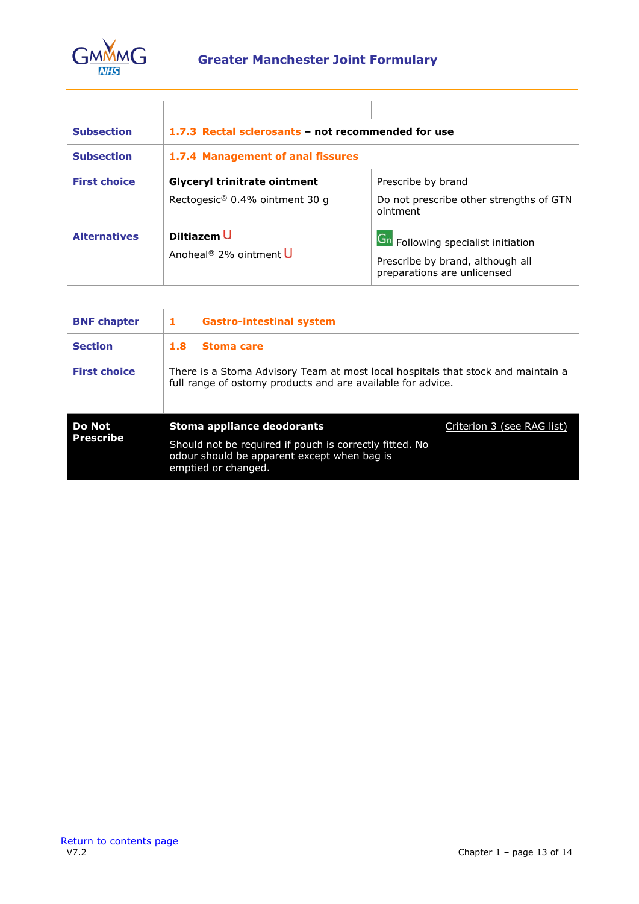| | | |
|---|---|---|
| **Subsection** | **1.7.3 Rectal sclerosants – not recommended for use** | |
| **Subsection** | **1.7.4 Management of anal fissures** | |
| **First choice** | **Glyceryl trinitrate ointment**<br>Rectogesic® 0.4% ointment 30 g | Prescribe by brand<br>Do not prescribe other strengths of GTN ointment |
| **Alternatives** | **Diltiazem** U<br>Anoheal® 2% ointment U | Gn Following specialist initiation<br>Prescribe by brand, although all preparations are unlicensed |

| | | |
|---|---|---|
| **BNF chapter** | **1 Gastro-intestinal system** | |
| **Section** | **1.8 Stoma care** | |
| **First choice** | There is a Stoma Advisory Team at most local hospitals that stock and maintain a full range of ostomy products and are available for advice. | |
| **Do Not Prescribe** | **Stoma appliance deodorants**<br>Should not be required if pouch is correctly fitted. No odour should be apparent except when bag is emptied or changed. | Criterion 3 (see RAG list) |

Return to contents page

V7.2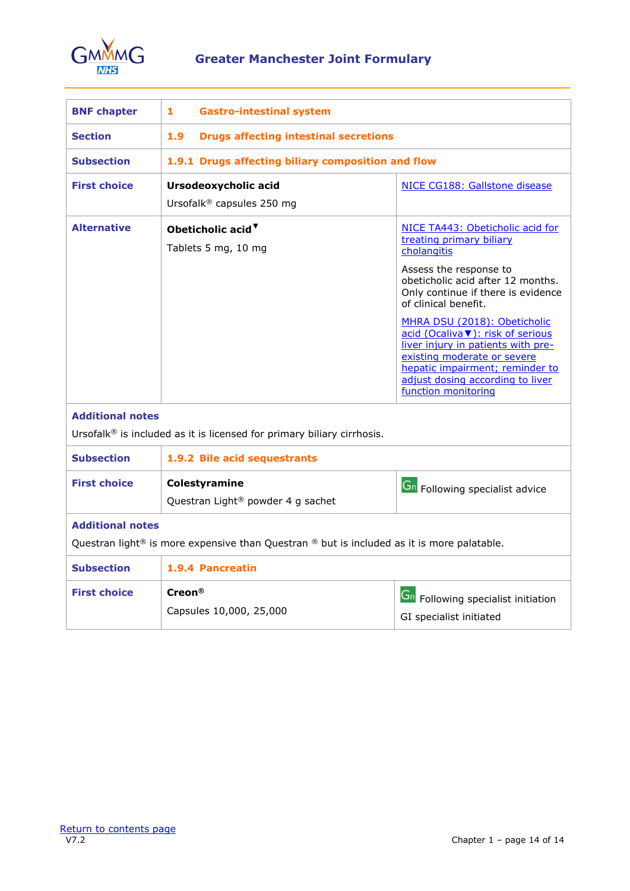| | | |
|---|---|---|
| **BNF chapter** | **1 Gastro-intestinal system** | |
| **Section** | **1.9 Drugs affecting intestinal secretions** | |
| **Subsection** | **1.9.1 Drugs affecting biliary composition and flow** | |
| **First choice** | **Ursodeoxycholic acid**<br>Ursofalk® capsules 250 mg | NICE CG188: Gallstone disease |
| **Alternative** | **Obeticholic acid**▼<br>Tablets 5 mg, 10 mg | NICE TA443: Obeticholic acid for treating primary biliary cholangitis<br>Assess the response to obeticholic acid after 12 months. Only continue if there is evidence of clinical benefit.<br>MHRA DSU (2018): Obeticholic acid (Ocaliva▼): risk of serious liver injury in patients with pre-existing moderate or severe hepatic impairment; reminder to adjust dosing according to liver function monitoring |
| **Additional notes**<br>Ursofalk® is included as it is licensed for primary biliary cirrhosis. | | |
| **Subsection** | **1.9.2 Bile acid sequestrants** | |
| **First choice** | **Colestyramine**<br>Questran Light® powder 4 g sachet | Gn Following specialist advice |
| **Additional notes**<br>Questran light® is more expensive than Questran ® but is included as it is more palatable. | | |
| **Subsection** | **1.9.4 Pancreatin** | |
| **First choice** | **Creon®**<br>Capsules 10,000, 25,000 | Gn Following specialist initiation<br>GI specialist initiated |

Return to contents page
V7.2